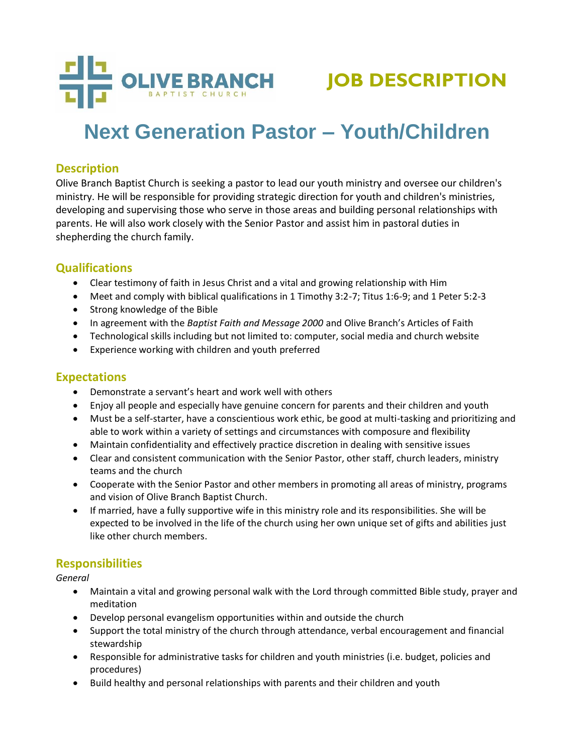OLIVE BRANCH BAPTIST CHURCH

JOB DESCRIPTION

# Next Generation Pastor – Youth/Children

## Description

Olive Branch Baptist Church is seeking a pastor to lead our youth ministry and oversee our children's ministry. He will be responsible for providing strategic direction for youth and children's ministries, developing and supervising those who serve in those areas and building personal relationships with parents. He will also work closely with the Senior Pastor and assist him in pastoral duties in shepherding the church family.

## Qualifications

- Clear testimony of faith in Jesus Christ and a vital and growing relationship with Him
- Meet and comply with biblical qualifications in 1 Timothy 3:2-7; Titus 1:6-9; and 1 Peter 5:2-3
- Strong knowledge of the Bible
- In agreement with the *Baptist Faith and Message 2000* and Olive Branch's Articles of Faith
- Technological skills including but not limited to: computer, social media and church website
- Experience working with children and youth preferred

## Expectations

- Demonstrate a servant's heart and work well with others
- Enjoy all people and especially have genuine concern for parents and their children and youth
- Must be a self-starter, have a conscientious work ethic, be good at multi-tasking and prioritizing and able to work within a variety of settings and circumstances with composure and flexibility
- Maintain confidentiality and effectively practice discretion in dealing with sensitive issues
- Clear and consistent communication with the Senior Pastor, other staff, church leaders, ministry teams and the church
- Cooperate with the Senior Pastor and other members in promoting all areas of ministry, programs and vision of Olive Branch Baptist Church.
- If married, have a fully supportive wife in this ministry role and its responsibilities. She will be expected to be involved in the life of the church using her own unique set of gifts and abilities just like other church members.

## Responsibilities

*General*

- Maintain a vital and growing personal walk with the Lord through committed Bible study, prayer and meditation
- Develop personal evangelism opportunities within and outside the church
- Support the total ministry of the church through attendance, verbal encouragement and financial stewardship
- Responsible for administrative tasks for children and youth ministries (i.e. budget, policies and procedures)
- Build healthy and personal relationships with parents and their children and youth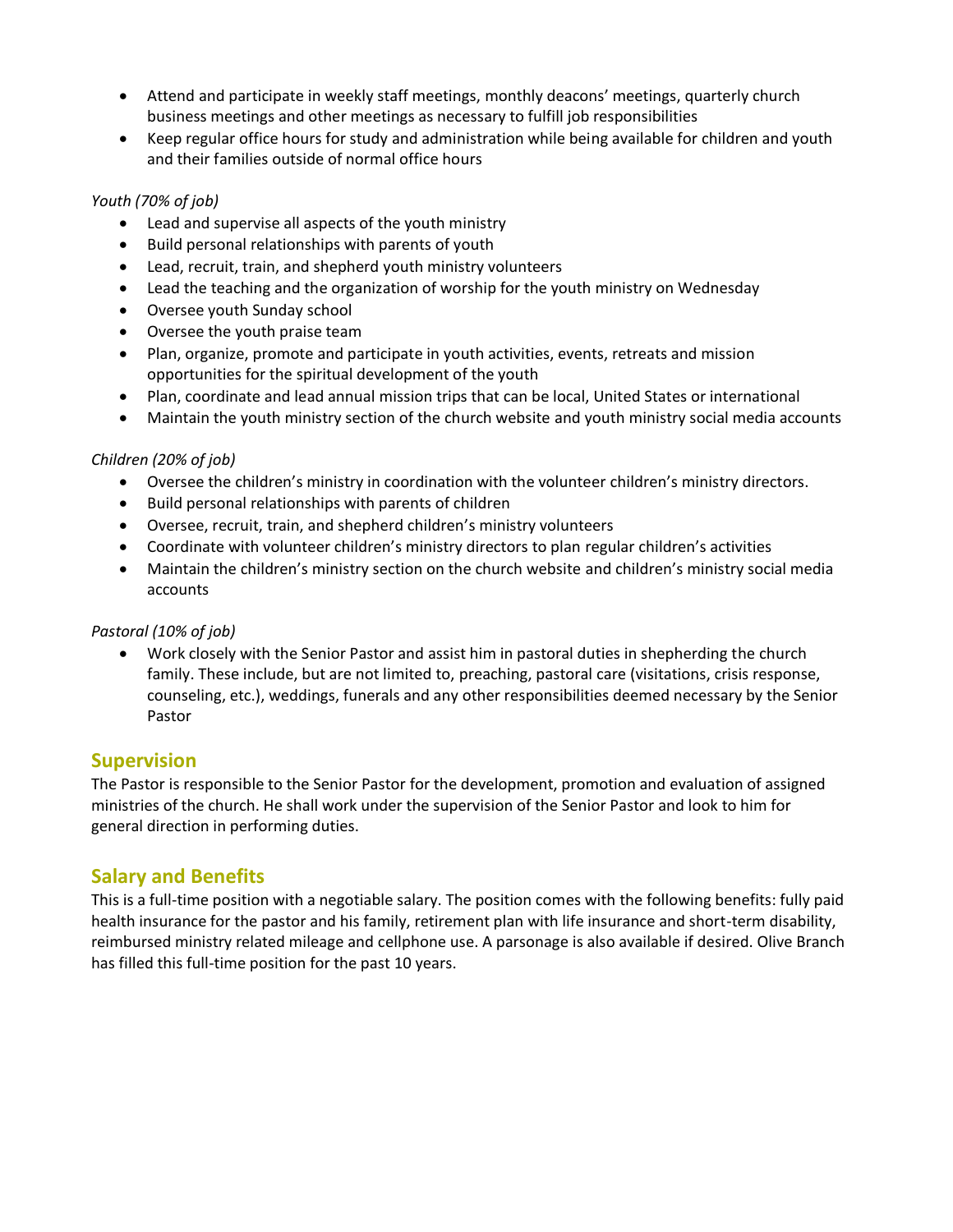- Attend and participate in weekly staff meetings, monthly deacons' meetings, quarterly church business meetings and other meetings as necessary to fulfill job responsibilities
- Keep regular office hours for study and administration while being available for children and youth and their families outside of normal office hours

*Youth (70% of job)*

- Lead and supervise all aspects of the youth ministry
- Build personal relationships with parents of youth
- Lead, recruit, train, and shepherd youth ministry volunteers
- Lead the teaching and the organization of worship for the youth ministry on Wednesday
- Oversee youth Sunday school
- Oversee the youth praise team
- Plan, organize, promote and participate in youth activities, events, retreats and mission opportunities for the spiritual development of the youth
- Plan, coordinate and lead annual mission trips that can be local, United States or international
- Maintain the youth ministry section of the church website and youth ministry social media accounts

*Children (20% of job)*

- Oversee the children's ministry in coordination with the volunteer children's ministry directors.
- Build personal relationships with parents of children
- Oversee, recruit, train, and shepherd children's ministry volunteers
- Coordinate with volunteer children's ministry directors to plan regular children's activities
- Maintain the children's ministry section on the church website and children's ministry social media accounts

*Pastoral (10% of job)*

- Work closely with the Senior Pastor and assist him in pastoral duties in shepherding the church family. These include, but are not limited to, preaching, pastoral care (visitations, crisis response, counseling, etc.), weddings, funerals and any other responsibilities deemed necessary by the Senior Pastor

## Supervision

The Pastor is responsible to the Senior Pastor for the development, promotion and evaluation of assigned ministries of the church. He shall work under the supervision of the Senior Pastor and look to him for general direction in performing duties.

## Salary and Benefits

This is a full-time position with a negotiable salary. The position comes with the following benefits: fully paid health insurance for the pastor and his family, retirement plan with life insurance and short-term disability, reimbursed ministry related mileage and cellphone use. A parsonage is also available if desired. Olive Branch has filled this full-time position for the past 10 years.